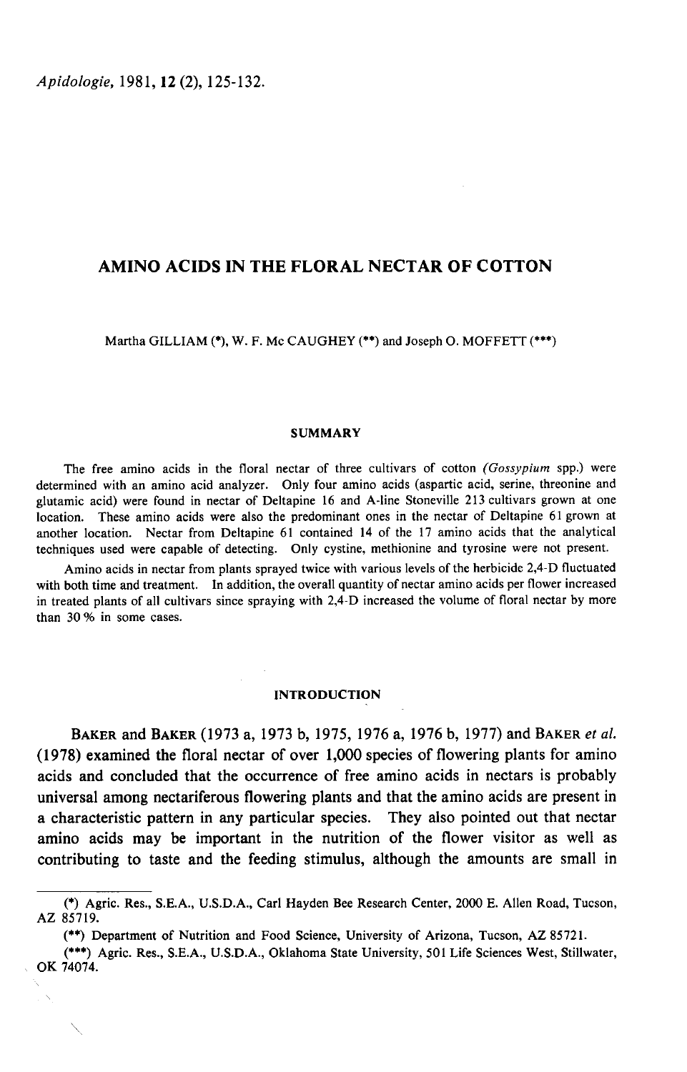# AMINO ACIDS IN THE FLORAL NECTAR OF COTTON

Martha GILLIAM (*), W. F. Mc CAUGHEY (**) and Joseph O. MOFFETT (***)

## SUMMARY

The free amino acids in the floral nectar of three cultivars of cotton *(Gossypium* spp.) were determined with an amino acid analyzer. Only four amino acids (aspartic acid, serine, threonine and glutamic acid) were found in nectar of Deltapine 16 and A-line Stoneville 213 cultivars grown at one location. These amino acids were also the predominant ones in the nectar of Deltapine 61 grown at another location. Nectar from Deltapine 61 contained 14 of the 17 amino acids that the analytical techniques used were capable of detecting. Only cystine, methionine and tyrosine were not present.

Amino acids in nectar from plants sprayed twice with various levels of the herbicide 2,4-D fluctuated with both time and treatment. In addition, the overall quantity of nectar amino acids per flower increased in treated plants of all cultivars since spraying with 2,4-D increased the volume of floral nectar by more than 30 % in some cases.

## INTRODUCTION

BAKER and BAKER (1973 a, 1973 b, 1975, 1976 a, 1976 b, 1977) and BAKER *et al.* (1978) examined the floral nectar of over 1,000 species of flowering plants for amino acids and concluded that the occurrence of free amino acids in nectars is probably universal among nectariferous flowering plants and that the amino acids are present in a characteristic pattern in any particular species. They also pointed out that nectar amino acids may be important in the nutrition of the flower visitor as well as contributing to taste and the feeding stimulus, although the amounts are small in

(*) Agric. Res., S.E.A., U.S.D.A., Carl Hayden Bee Research Center, 2000 E. Allen Road, Tucson, AZ 85719.

(**) Department of Nutrition and Food Science, University of Arizona, Tucson, AZ 85721.

(***) Agric. Res., S.E.A., U.S.D.A., Oklahoma State University, 501 Life Sciences West, Stillwater, OK 74074.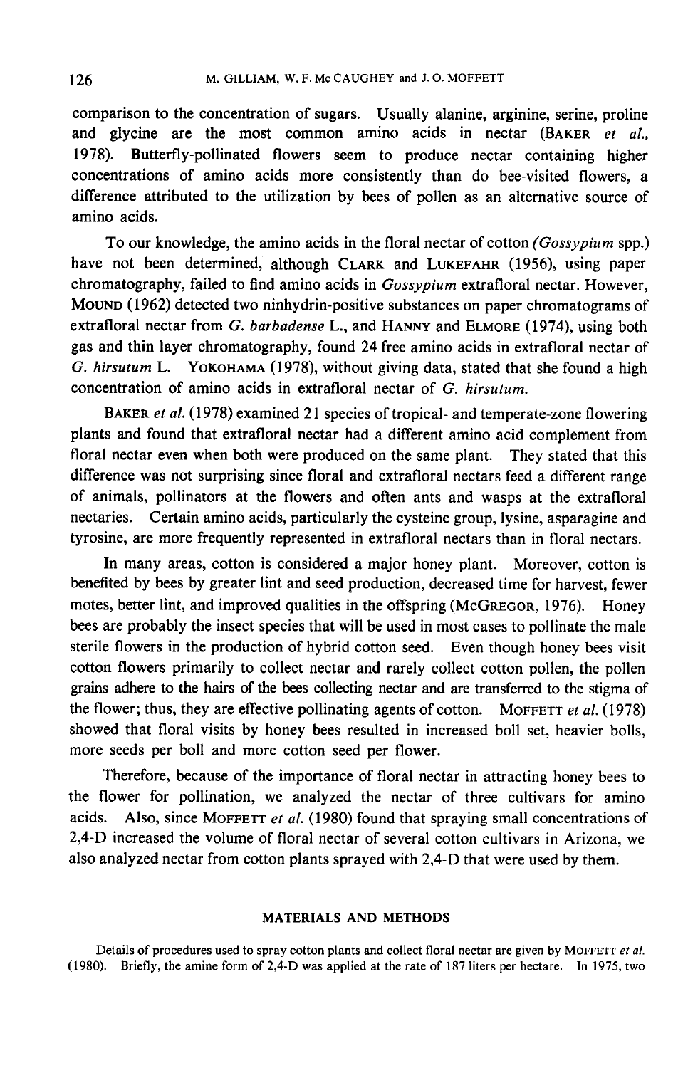comparison to the concentration of sugars. Usually alanine, arginine, serine, proline and glycine are the most common amino acids in nectar (BAKER *et al.*, 1978). Butterfly-pollinated flowers seem to produce nectar containing higher concentrations of amino acids more consistently than do bee-visited flowers, a difference attributed to the utilization by bees of pollen as an alternative source of amino acids.

To our knowledge, the amino acids in the floral nectar of cotton *(Gossypium* spp.) have not been determined, although CLARK and LUKEFAHR (1956), using paper chromatography, failed to find amino acids in *Gossypium* extrafloral nectar. However, MOUND (1962) detected two ninhydrin-positive substances on paper chromatograms of extrafloral nectar from *G. barbadense* L., and HANNY and ELMORE (1974), using both gas and thin layer chromatography, found 24 free amino acids in extrafloral nectar of *G. hirsutum* L. YOKOHAMA (1978), without giving data, stated that she found a high concentration of amino acids in extrafloral nectar of *G. hirsutum*.

BAKER *et al.* (1978) examined 21 species of tropical- and temperate-zone flowering plants and found that extrafloral nectar had a different amino acid complement from floral nectar even when both were produced on the same plant. They stated that this difference was not surprising since floral and extrafloral nectars feed a different range of animals, pollinators at the flowers and often ants and wasps at the extrafloral nectaries. Certain amino acids, particularly the cysteine group, lysine, asparagine and tyrosine, are more frequently represented in extrafloral nectars than in floral nectars.

In many areas, cotton is considered a major honey plant. Moreover, cotton is benefited by bees by greater lint and seed production, decreased time for harvest, fewer motes, better lint, and improved qualities in the offspring (MCGREGOR, 1976). Honey bees are probably the insect species that will be used in most cases to pollinate the male sterile flowers in the production of hybrid cotton seed. Even though honey bees visit cotton flowers primarily to collect nectar and rarely collect cotton pollen, the pollen grains adhere to the hairs of the bees collecting nectar and are transferred to the stigma of the flower; thus, they are effective pollinating agents of cotton. MOFFETT *et al.* (1978) showed that floral visits by honey bees resulted in increased boll set, heavier bolls, more seeds per boll and more cotton seed per flower.

Therefore, because of the importance of floral nectar in attracting honey bees to the flower for pollination, we analyzed the nectar of three cultivars for amino acids. Also, since MOFFETT *et al.* (1980) found that spraying small concentrations of 2,4-D increased the volume of floral nectar of several cotton cultivars in Arizona, we also analyzed nectar from cotton plants sprayed with 2,4-D that were used by them.

## MATERIALS AND METHODS

Details of procedures used to spray cotton plants and collect floral nectar are given by MOFFETT *et al.* (1980). Briefly, the amine form of 2,4-D was applied at the rate of 187 liters per hectare. In 1975, two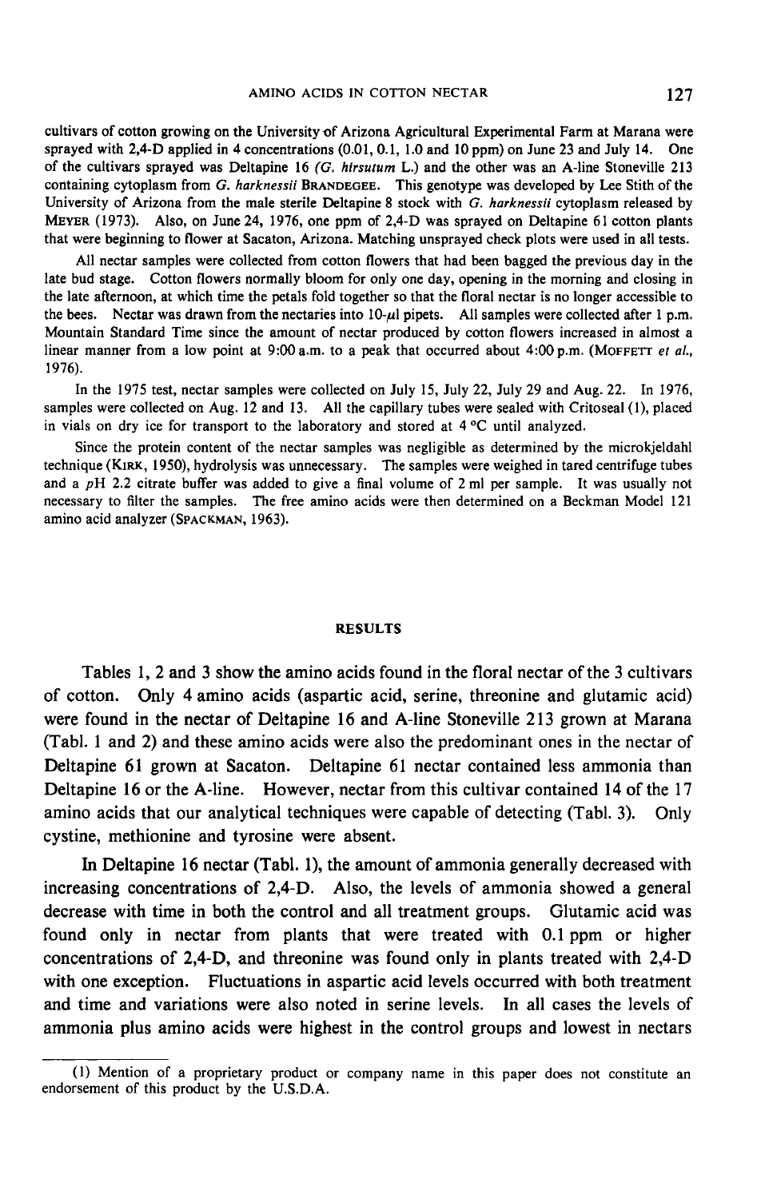cultivars of cotton growing on the University of Arizona Agricultural Experimental Farm at Marana were sprayed with 2,4-D applied in 4 concentrations (0.01, 0.1, 1.0 and 10 ppm) on June 23 and July 14. One of the cultivars sprayed was Deltapine 16 (*G. hirsutum* L.) and the other was an A-line Stoneville 213 containing cytoplasm from *G. harknessii* BRANDEGEE. This genotype was developed by Lee Stith of the University of Arizona from the male sterile Deltapine 8 stock with *G. harknessii* cytoplasm released by MEYER (1973). Also, on June 24, 1976, one ppm of 2,4-D was sprayed on Deltapine 61 cotton plants that were beginning to flower at Sacaton, Arizona. Matching unsprayed check plots were used in all tests.

All nectar samples were collected from cotton flowers that had been bagged the previous day in the late bud stage. Cotton flowers normally bloom for only one day, opening in the morning and closing in the late afternoon, at which time the petals fold together so that the floral nectar is no longer accessible to the bees. Nectar was drawn from the nectaries into 10-$\mu$l pipets. All samples were collected after 1 p.m. Mountain Standard Time since the amount of nectar produced by cotton flowers increased in almost a linear manner from a low point at 9:00 a.m. to a peak that occurred about 4:00 p.m. (MOFFETT *et al.*, 1976).

In the 1975 test, nectar samples were collected on July 15, July 22, July 29 and Aug. 22. In 1976, samples were collected on Aug. 12 and 13. All the capillary tubes were sealed with Critoseal (1), placed in vials on dry ice for transport to the laboratory and stored at 4 °C until analyzed.

Since the protein content of the nectar samples was negligible as determined by the microkjeldahl technique (KIRK, 1950), hydrolysis was unnecessary. The samples were weighed in tared centrifuge tubes and a *p*H 2.2 citrate buffer was added to give a final volume of 2 ml per sample. It was usually not necessary to filter the samples. The free amino acids were then determined on a Beckman Model 121 amino acid analyzer (SPACKMAN, 1963).

## RESULTS

Tables 1, 2 and 3 show the amino acids found in the floral nectar of the 3 cultivars of cotton. Only 4 amino acids (aspartic acid, serine, threonine and glutamic acid) were found in the nectar of Deltapine 16 and A-line Stoneville 213 grown at Marana (Tabl. 1 and 2) and these amino acids were also the predominant ones in the nectar of Deltapine 61 grown at Sacaton. Deltapine 61 nectar contained less ammonia than Deltapine 16 or the A-line. However, nectar from this cultivar contained 14 of the 17 amino acids that our analytical techniques were capable of detecting (Tabl. 3). Only cystine, methionine and tyrosine were absent.

In Deltapine 16 nectar (Tabl. 1), the amount of ammonia generally decreased with increasing concentrations of 2,4-D. Also, the levels of ammonia showed a general decrease with time in both the control and all treatment groups. Glutamic acid was found only in nectar from plants that were treated with 0.1 ppm or higher concentrations of 2,4-D, and threonine was found only in plants treated with 2,4-D with one exception. Fluctuations in aspartic acid levels occurred with both treatment and time and variations were also noted in serine levels. In all cases the levels of ammonia plus amino acids were highest in the control groups and lowest in nectars

(1) Mention of a proprietary product or company name in this paper does not constitute an endorsement of this product by the U.S.D.A.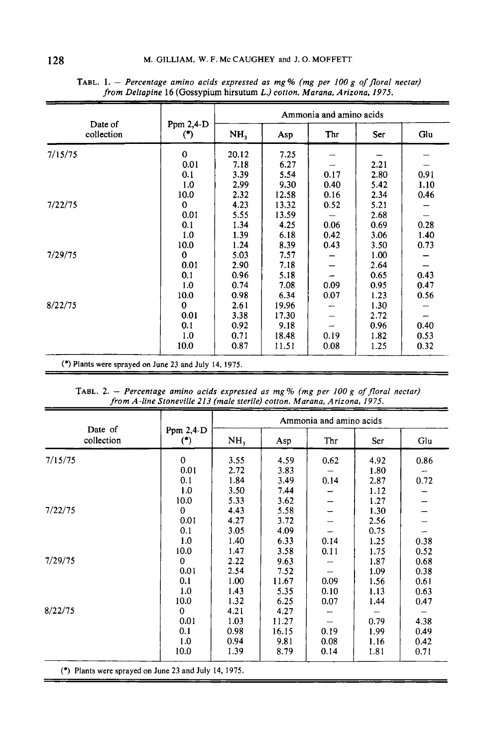TABL. 1. — *Percentage amino acids expressed as mg% (mg per 100 g of floral nectar) from Deltapine* 16 (*Gossypium hirsutum L.*) *cotton. Marana, Arizona, 1975.*

| Date of collection | Ppm 2,4-D (*) | Ammonia and amino acids | | | | |
|---|---|---|---|---|---|---|
| | | $NH_3$ | Asp | Thr | Ser | Glu |
| 7/15/75 | 0 | 20.12 | 7.25 | — | — | — |
| | 0.01 | 7.18 | 6.27 | — | 2.21 | — |
| | 0.1 | 3.39 | 5.54 | 0.17 | 2.80 | 0.91 |
| | 1.0 | 2.99 | 9.30 | 0.40 | 5.42 | 1.10 |
| | 10.0 | 2.32 | 12.58 | 0.16 | 2.34 | 0.46 |
| 7/22/75 | 0 | 4.23 | 13.32 | 0.52 | 5.21 | — |
| | 0.01 | 5.55 | 13.59 | — | 2.68 | — |
| | 0.1 | 1.34 | 4.25 | 0.06 | 0.69 | 0.28 |
| | 1.0 | 1.39 | 6.18 | 0.42 | 3.06 | 1.40 |
| | 10.0 | 1.24 | 8.39 | 0.43 | 3.50 | 0.73 |
| 7/29/75 | 0 | 5.03 | 7.57 | — | 1.00 | — |
| | 0.01 | 2.90 | 7.18 | — | 2.64 | — |
| | 0.1 | 0.96 | 5.18 | — | 0.65 | 0.43 |
| | 1.0 | 0.74 | 7.08 | 0.09 | 0.95 | 0.47 |
| | 10.0 | 0.98 | 6.34 | 0.07 | 1.23 | 0.56 |
| 8/22/75 | 0 | 2.61 | 19.96 | — | 1.30 | — |
| | 0.01 | 3.38 | 17.30 | — | 2.72 | — |
| | 0.1 | 0.92 | 9.18 | — | 0.96 | 0.40 |
| | 1.0 | 0.71 | 18.48 | 0.19 | 1.82 | 0.53 |
| | 10.0 | 0.87 | 11.51 | 0.08 | 1.25 | 0.32 |

(*) Plants were sprayed on June 23 and July 14, 1975.

TABL. 2. — *Percentage amino acids expressed as mg% (mg per 100 g of floral nectar) from A-line Stoneville 213 (male sterile) cotton. Marana, Arizona, 1975.*

| Date of collection | Ppm 2,4-D (*) | Ammonia and amino acids | | | | |
|---|---|---|---|---|---|---|
| | | $NH_3$ | Asp | Thr | Ser | Glu |
| 7/15/75 | 0 | 3.55 | 4.59 | 0.62 | 4.92 | 0.86 |
| | 0.01 | 2.72 | 3.83 | — | 1.80 | — |
| | 0.1 | 1.84 | 3.49 | 0.14 | 2.87 | 0.72 |
| | 1.0 | 3.50 | 7.44 | — | 1.12 | — |
| | 10.0 | 5.33 | 3.62 | — | 1.27 | — |
| 7/22/75 | 0 | 4.43 | 5.58 | — | 1.30 | — |
| | 0.01 | 4.27 | 3.72 | — | 2.56 | — |
| | 0.1 | 3.05 | 4.09 | — | 0.75 | — |
| | 1.0 | 1.40 | 6.33 | 0.14 | 1.25 | 0.38 |
| | 10.0 | 1.47 | 3.58 | 0.11 | 1.75 | 0.52 |
| 7/29/75 | 0 | 2.22 | 9.63 | — | 1.87 | 0.68 |
| | 0.01 | 2.54 | 7.52 | — | 1.09 | 0.38 |
| | 0.1 | 1.00 | 11.67 | 0.09 | 1.56 | 0.61 |
| | 1.0 | 1.43 | 5.35 | 0.10 | 1.13 | 0.63 |
| | 10.0 | 1.32 | 6.25 | 0.07 | 1.44 | 0.47 |
| 8/22/75 | 0 | 4.21 | 4.27 | — | — | — |
| | 0.01 | 1.03 | 11.27 | — | 0.79 | 4.38 |
| | 0.1 | 0.98 | 16.15 | 0.19 | 1.99 | 0.49 |
| | 1.0 | 0.94 | 9.81 | 0.08 | 1.16 | 0.42 |
| | 10.0 | 1.39 | 8.79 | 0.14 | 1.81 | 0.71 |

(*) Plants were sprayed on June 23 and July 14, 1975.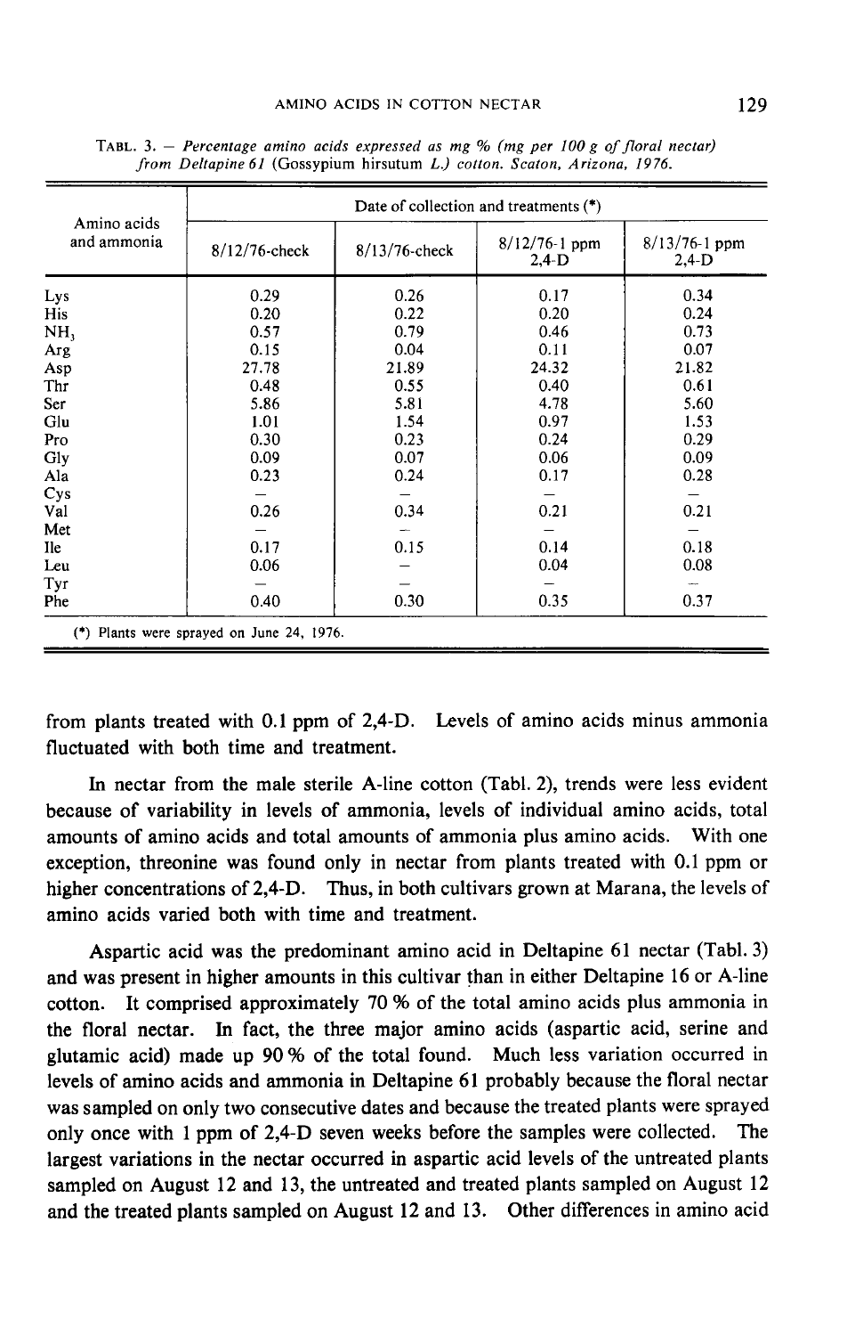TABL. 3. — *Percentage amino acids expressed as mg % (mg per 100 g of floral nectar) from Deltapine 61* (Gossypium hirsutum *L.) cotton. Scaton, Arizona, 1976.*

| Amino acids and ammonia | Date of collection and treatments (*) | | | |
|---|---|---|---|---|
| | 8/12/76-check | 8/13/76-check | 8/12/76-1 ppm 2,4-D | 8/13/76-1 ppm 2,4-D |
| Lys | 0.29 | 0.26 | 0.17 | 0.34 |
| His | 0.20 | 0.22 | 0.20 | 0.24 |
| $NH_3$ | 0.57 | 0.79 | 0.46 | 0.73 |
| Arg | 0.15 | 0.04 | 0.11 | 0.07 |
| Asp | 27.78 | 21.89 | 24.32 | 21.82 |
| Thr | 0.48 | 0.55 | 0.40 | 0.61 |
| Ser | 5.86 | 5.81 | 4.78 | 5.60 |
| Glu | 1.01 | 1.54 | 0.97 | 1.53 |
| Pro | 0.30 | 0.23 | 0.24 | 0.29 |
| Gly | 0.09 | 0.07 | 0.06 | 0.09 |
| Ala | 0.23 | 0.24 | 0.17 | 0.28 |
| Cys | — | — | — | — |
| Val | 0.26 | 0.34 | 0.21 | 0.21 |
| Met | — | — | — | — |
| Ile | 0.17 | 0.15 | 0.14 | 0.18 |
| Leu | 0.06 | — | 0.04 | 0.08 |
| Tyr | — | — | — | — |
| Phe | 0.40 | 0.30 | 0.35 | 0.37 |

(*) Plants were sprayed on June 24, 1976.

from plants treated with 0.1 ppm of 2,4-D. Levels of amino acids minus ammonia fluctuated with both time and treatment.

In nectar from the male sterile A-line cotton (Tabl. 2), trends were less evident because of variability in levels of ammonia, levels of individual amino acids, total amounts of amino acids and total amounts of ammonia plus amino acids. With one exception, threonine was found only in nectar from plants treated with 0.1 ppm or higher concentrations of 2,4-D. Thus, in both cultivars grown at Marana, the levels of amino acids varied both with time and treatment.

Aspartic acid was the predominant amino acid in Deltapine 61 nectar (Tabl. 3) and was present in higher amounts in this cultivar than in either Deltapine 16 or A-line cotton. It comprised approximately 70 % of the total amino acids plus ammonia in the floral nectar. In fact, the three major amino acids (aspartic acid, serine and glutamic acid) made up 90 % of the total found. Much less variation occurred in levels of amino acids and ammonia in Deltapine 61 probably because the floral nectar was sampled on only two consecutive dates and because the treated plants were sprayed only once with 1 ppm of 2,4-D seven weeks before the samples were collected. The largest variations in the nectar occurred in aspartic acid levels of the untreated plants sampled on August 12 and 13, the untreated and treated plants sampled on August 12 and the treated plants sampled on August 12 and 13. Other differences in amino acid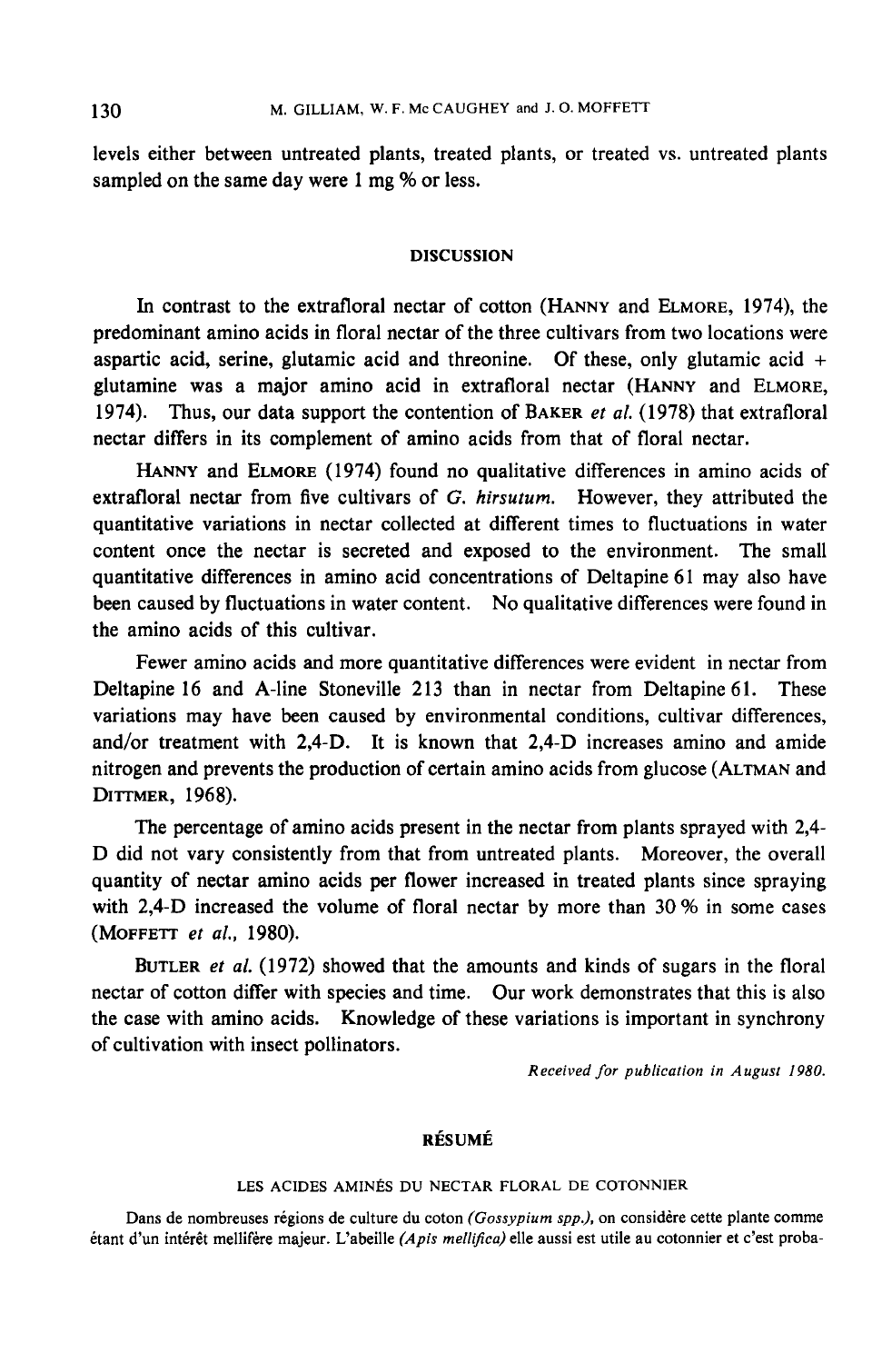levels either between untreated plants, treated plants, or treated vs. untreated plants sampled on the same day were 1 mg % or less.

## DISCUSSION

In contrast to the extrafloral nectar of cotton (HANNY and ELMORE, 1974), the predominant amino acids in floral nectar of the three cultivars from two locations were aspartic acid, serine, glutamic acid and threonine. Of these, only glutamic acid + glutamine was a major amino acid in extrafloral nectar (HANNY and ELMORE, 1974). Thus, our data support the contention of BAKER *et al.* (1978) that extrafloral nectar differs in its complement of amino acids from that of floral nectar.

HANNY and ELMORE (1974) found no qualitative differences in amino acids of extrafloral nectar from five cultivars of *G. hirsutum*. However, they attributed the quantitative variations in nectar collected at different times to fluctuations in water content once the nectar is secreted and exposed to the environment. The small quantitative differences in amino acid concentrations of Deltapine 61 may also have been caused by fluctuations in water content. No qualitative differences were found in the amino acids of this cultivar.

Fewer amino acids and more quantitative differences were evident in nectar from Deltapine 16 and A-line Stoneville 213 than in nectar from Deltapine 61. These variations may have been caused by environmental conditions, cultivar differences, and/or treatment with 2,4-D. It is known that 2,4-D increases amino and amide nitrogen and prevents the production of certain amino acids from glucose (ALTMAN and DITTMER, 1968).

The percentage of amino acids present in the nectar from plants sprayed with 2,4-D did not vary consistently from that from untreated plants. Moreover, the overall quantity of nectar amino acids per flower increased in treated plants since spraying with 2,4-D increased the volume of floral nectar by more than 30 % in some cases (MOFFETT *et al.*, 1980).

BUTLER *et al.* (1972) showed that the amounts and kinds of sugars in the floral nectar of cotton differ with species and time. Our work demonstrates that this is also the case with amino acids. Knowledge of these variations is important in synchrony of cultivation with insect pollinators.

*Received for publication in August 1980.*

## RÉSUMÉ

### LES ACIDES AMINÉS DU NECTAR FLORAL DE COTONNIER

Dans de nombreuses régions de culture du coton *(Gossypium spp.)*, on considère cette plante comme étant d'un intérêt mellifère majeur. L'abeille *(Apis mellifica)* elle aussi est utile au cotonnier et c'est proba-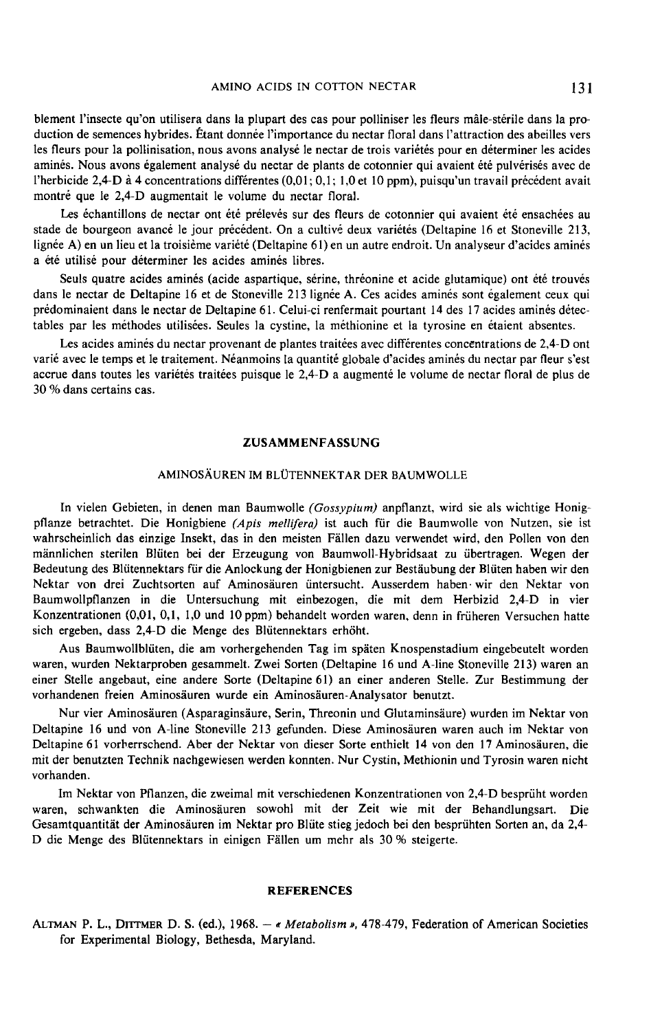blement l'insecte qu'on utilisera dans la plupart des cas pour polliniser les fleurs mâle-stérile dans la production de semences hybrides. Étant donnée l'importance du nectar floral dans l'attraction des abeilles vers les fleurs pour la pollinisation, nous avons analysé le nectar de trois variétés pour en déterminer les acides aminés. Nous avons également analysé du nectar de plants de cotonnier qui avaient été pulvérisés avec de l'herbicide 2,4-D à 4 concentrations différentes (0,01 ; 0,1 ; 1,0 et 10 ppm), puisqu'un travail précédent avait montré que le 2,4-D augmentait le volume du nectar floral.

Les échantillons de nectar ont été prélevés sur des fleurs de cotonnier qui avaient été ensachées au stade de bourgeon avancé le jour précédent. On a cultivé deux variétés (Deltapine 16 et Stoneville 213, lignée A) en un lieu et la troisième variété (Deltapine 61) en un autre endroit. Un analyseur d'acides aminés a été utilisé pour déterminer les acides aminés libres.

Seuls quatre acides aminés (acide aspartique, sérine, thréonine et acide glutamique) ont été trouvés dans le nectar de Deltapine 16 et de Stoneville 213 lignée A. Ces acides aminés sont également ceux qui prédominaient dans le nectar de Deltapine 61. Celui-ci renfermait pourtant 14 des 17 acides aminés détectables par les méthodes utilisées. Seules la cystine, la méthionine et la tyrosine en étaient absentes.

Les acides aminés du nectar provenant de plantes traitées avec différentes concentrations de 2,4-D ont varié avec le temps et le traitement. Néanmoins la quantité globale d'acides aminés du nectar par fleur s'est accrue dans toutes les variétés traitées puisque le 2,4-D a augmenté le volume de nectar floral de plus de 30 % dans certains cas.

## ZUSAMMENFASSUNG

### AMINOSÄUREN IM BLÜTENNEKTAR DER BAUMWOLLE

In vielen Gebieten, in denen man Baumwolle *(Gossypium)* anpflanzt, wird sie als wichtige Honigpflanze betrachtet. Die Honigbiene *(Apis mellifera)* ist auch für die Baumwolle von Nutzen, sie ist wahrscheinlich das einzige Insekt, das in den meisten Fällen dazu verwendet wird, den Pollen von den männlichen sterilen Blüten bei der Erzeugung von Baumwoll-Hybridsaat zu übertragen. Wegen der Bedeutung des Blütennektars für die Anlockung der Honigbienen zur Bestäubung der Blüten haben wir den Nektar von drei Zuchtsorten auf Aminosäuren üntersucht. Ausserdem haben wir den Nektar von Baumwollpflanzen in die Untersuchung mit einbezogen, die mit dem Herbizid 2,4-D in vier Konzentrationen (0,01, 0,1, 1,0 und 10 ppm) behandelt worden waren, denn in früheren Versuchen hatte sich ergeben, dass 2,4-D die Menge des Blütennektars erhöht.

Aus Baumwollblüten, die am vorhergehenden Tag im späten Knospenstadium eingebeutelt worden waren, wurden Nektarproben gesammelt. Zwei Sorten (Deltapine 16 und A-line Stoneville 213) waren an einer Stelle angebaut, eine andere Sorte (Deltapine 61) an einer anderen Stelle. Zur Bestimmung der vorhandenen freien Aminosäuren wurde ein Aminosäuren-Analysator benutzt.

Nur vier Aminosäuren (Asparaginsäure, Serin, Threonin und Glutaminsäure) wurden im Nektar von Deltapine 16 und von A-line Stoneville 213 gefunden. Diese Aminosäuren waren auch im Nektar von Deltapine 61 vorherrschend. Aber der Nektar von dieser Sorte enthielt 14 von den 17 Aminosäuren, die mit der benutzten Technik nachgewiesen werden konnten. Nur Cystin, Methionin und Tyrosin waren nicht vorhanden.

Im Nektar von Pflanzen, die zweimal mit verschiedenen Konzentrationen von 2,4-D besprüht worden waren, schwankten die Aminosäuren sowohl mit der Zeit wie mit der Behandlungsart. Die Gesamtquantität der Aminosäuren im Nektar pro Blüte stieg jedoch bei den besprühten Sorten an, da 2,4-D die Menge des Blütennektars in einigen Fällen um mehr als 30 % steigerte.

## REFERENCES

ALTMAN P. L., DITTMER D. S. (ed.), 1968. — *« Metabolism »*, 478-479, Federation of American Societies for Experimental Biology, Bethesda, Maryland.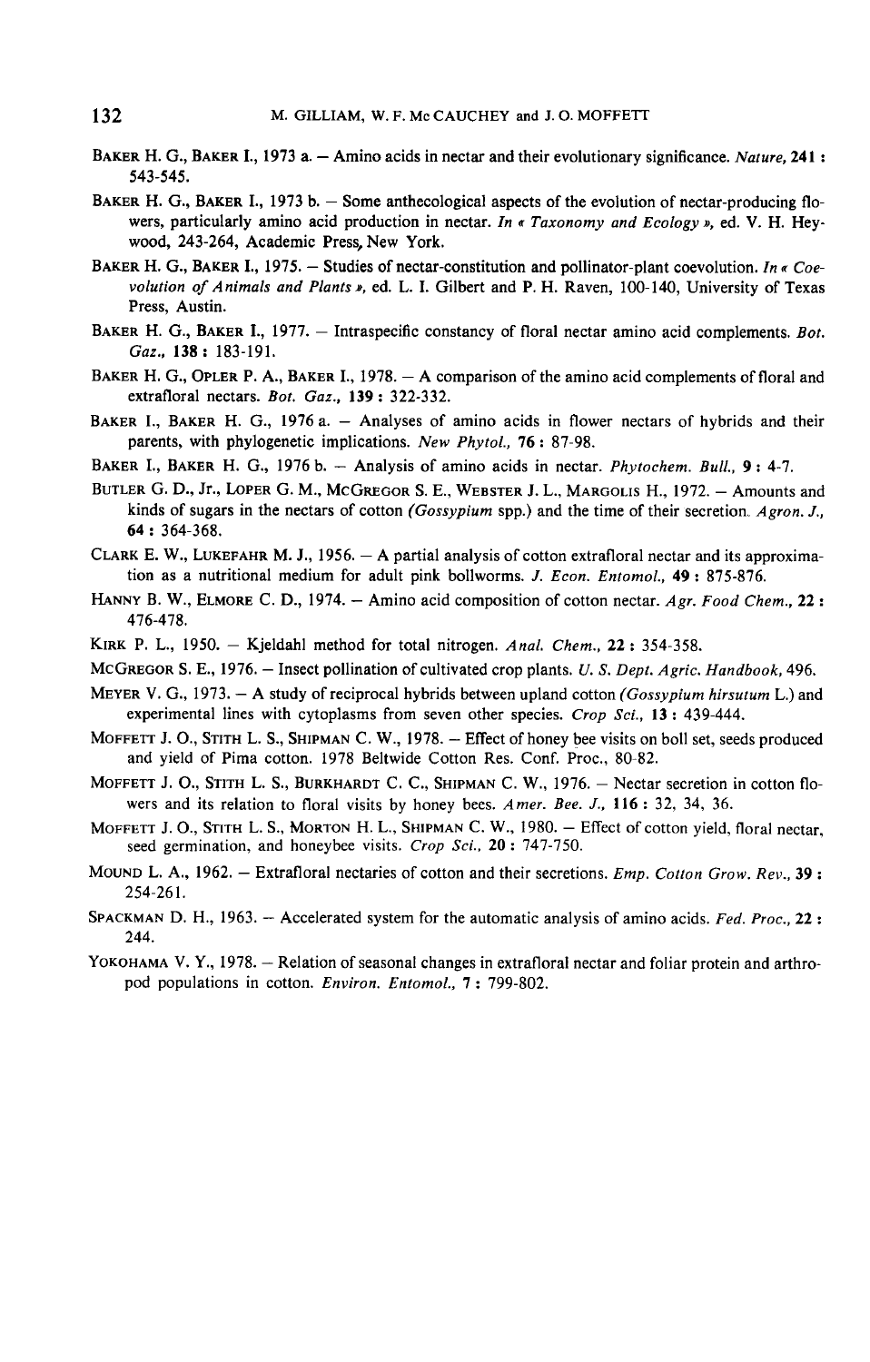BAKER H. G., BAKER I., 1973 a. — Amino acids in nectar and their evolutionary significance. *Nature*, **241** : 543-545.

BAKER H. G., BAKER I., 1973 b. — Some anthecological aspects of the evolution of nectar-producing flowers, particularly amino acid production in nectar. *In « Taxonomy and Ecology »*, ed. V. H. Heywood, 243-264, Academic Press, New York.

BAKER H. G., BAKER I., 1975. — Studies of nectar-constitution and pollinator-plant coevolution. *In « Coevolution of Animals and Plants »*, ed. L. I. Gilbert and P. H. Raven, 100-140, University of Texas Press, Austin.

BAKER H. G., BAKER I., 1977. — Intraspecific constancy of floral nectar amino acid complements. *Bot. Gaz.*, **138** : 183-191.

BAKER H. G., OPLER P. A., BAKER I., 1978. — A comparison of the amino acid complements of floral and extrafloral nectars. *Bot. Gaz.*, **139** : 322-332.

BAKER I., BAKER H. G., 1976 a. — Analyses of amino acids in flower nectars of hybrids and their parents, with phylogenetic implications. *New Phytol.*, **76** : 87-98.

BAKER I., BAKER H. G., 1976 b. — Analysis of amino acids in nectar. *Phytochem. Bull.*, **9** : 4-7.

BUTLER G. D., Jr., LOPER G. M., MCGREGOR S. E., WEBSTER J. L., MARGOLIS H., 1972. — Amounts and kinds of sugars in the nectars of cotton *(Gossypium* spp.) and the time of their secretion. *Agron. J.*, **64** : 364-368.

CLARK E. W., LUKEFAHR M. J., 1956. — A partial analysis of cotton extrafloral nectar and its approximation as a nutritional medium for adult pink bollworms. *J. Econ. Entomol.*, **49** : 875-876.

HANNY B. W., ELMORE C. D., 1974. — Amino acid composition of cotton nectar. *Agr. Food Chem.*, **22** : 476-478.

KIRK P. L., 1950. — Kjeldahl method for total nitrogen. *Anal. Chem.*, **22** : 354-358.

MCGREGOR S. E., 1976. — Insect pollination of cultivated crop plants. *U. S. Dept. Agric. Handbook*, 496.

MEYER V. G., 1973. — A study of reciprocal hybrids between upland cotton *(Gossypium hirsutum* L.) and experimental lines with cytoplasms from seven other species. *Crop Sci.*, **13** : 439-444.

MOFFETT J. O., STITH L. S., SHIPMAN C. W., 1978. — Effect of honey bee visits on boll set, seeds produced and yield of Pima cotton. 1978 Beltwide Cotton Res. Conf. Proc., 80-82.

MOFFETT J. O., STITH L. S., BURKHARDT C. C., SHIPMAN C. W., 1976. — Nectar secretion in cotton flowers and its relation to floral visits by honey bees. *Amer. Bee. J.*, **116** : 32, 34, 36.

MOFFETT J. O., STITH L. S., MORTON H. L., SHIPMAN C. W., 1980. — Effect of cotton yield, floral nectar, seed germination, and honeybee visits. *Crop Sci.*, **20** : 747-750.

MOUND L. A., 1962. — Extrafloral nectaries of cotton and their secretions. *Emp. Cotton Grow. Rev.*, **39** : 254-261.

SPACKMAN D. H., 1963. — Accelerated system for the automatic analysis of amino acids. *Fed. Proc.*, **22** : 244.

YOKOHAMA V. Y., 1978. — Relation of seasonal changes in extrafloral nectar and foliar protein and arthropod populations in cotton. *Environ. Entomol.*, **7** : 799-802.